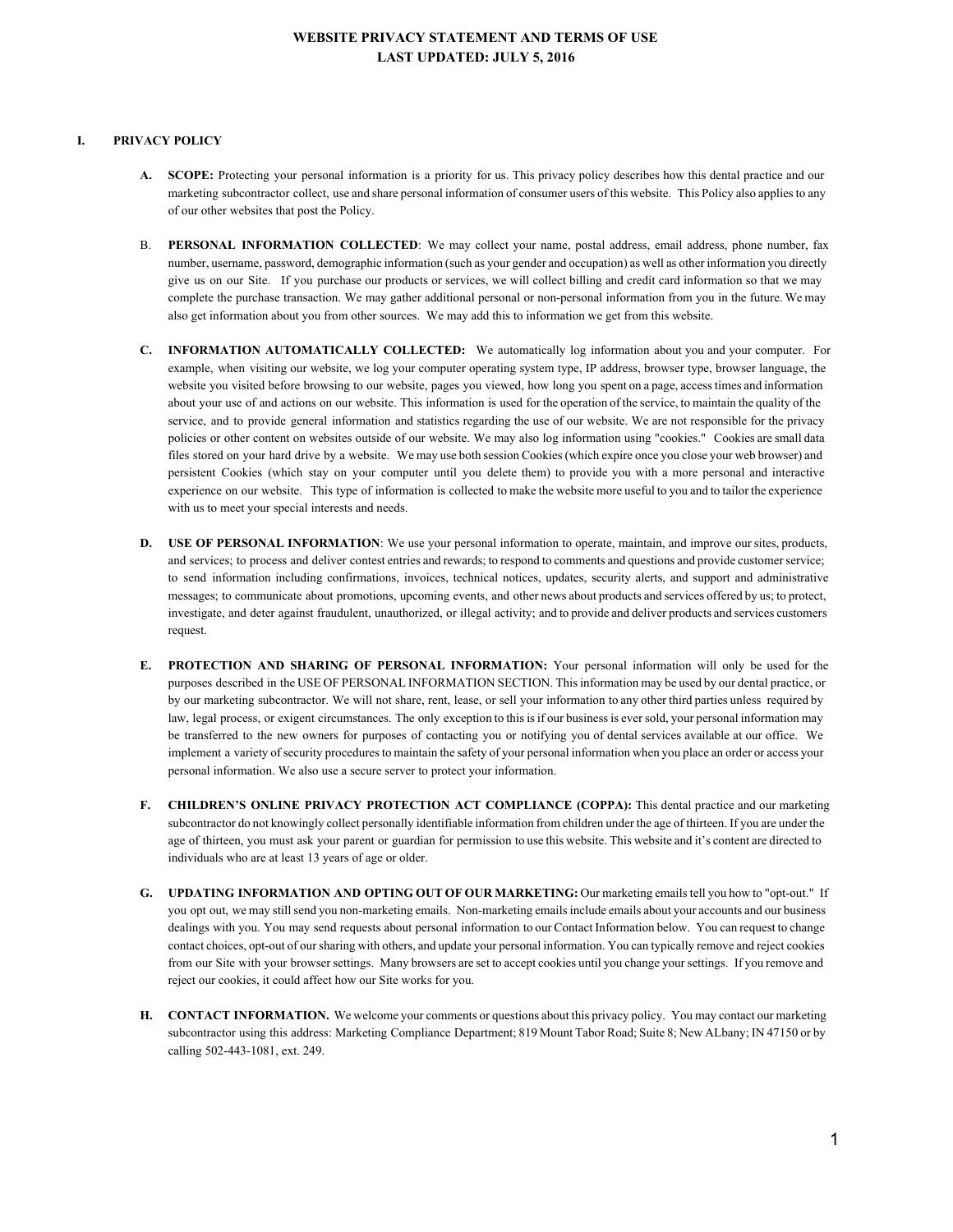# WEBSITE PRIVACY STATEMENT AND TERMS OF USE

**LAST UPDATED: JULY 5, 2016**

## I. PRIVACY POLICY

**A. SCOPE:** Protecting your personal information is a priority for us. This privacy policy describes how this dental practice and our marketing subcontractor collect, use and share personal information of consumer users of this website. This Policy also applies to any of our other websites that post the Policy.

B. **PERSONAL INFORMATION COLLECTED**: We may collect your name, postal address, email address, phone number, fax number, username, password, demographic information (such as your gender and occupation) as well as other information you directly give us on our Site. If you purchase our products or services, we will collect billing and credit card information so that we may complete the purchase transaction. We may gather additional personal or non-personal information from you in the future. We may also get information about you from other sources. We may add this to information we get from this website.

**C. INFORMATION AUTOMATICALLY COLLECTED:** We automatically log information about you and your computer. For example, when visiting our website, we log your computer operating system type, IP address, browser type, browser language, the website you visited before browsing to our website, pages you viewed, how long you spent on a page, access times and information about your use of and actions on our website. This information is used for the operation of the service, to maintain the quality of the service, and to provide general information and statistics regarding the use of our website. We are not responsible for the privacy policies or other content on websites outside of our website. We may also log information using "cookies." Cookies are small data files stored on your hard drive by a website. We may use both session Cookies (which expire once you close your web browser) and persistent Cookies (which stay on your computer until you delete them) to provide you with a more personal and interactive experience on our website. This type of information is collected to make the website more useful to you and to tailor the experience with us to meet your special interests and needs.

**D. USE OF PERSONAL INFORMATION**: We use your personal information to operate, maintain, and improve our sites, products, and services; to process and deliver contest entries and rewards; to respond to comments and questions and provide customer service; to send information including confirmations, invoices, technical notices, updates, security alerts, and support and administrative messages; to communicate about promotions, upcoming events, and other news about products and services offered by us; to protect, investigate, and deter against fraudulent, unauthorized, or illegal activity; and to provide and deliver products and services customers request.

**E. PROTECTION AND SHARING OF PERSONAL INFORMATION:** Your personal information will only be used for the purposes described in the USE OF PERSONAL INFORMATION SECTION. This information may be used by our dental practice, or by our marketing subcontractor. We will not share, rent, lease, or sell your information to any other third parties unless required by law, legal process, or exigent circumstances. The only exception to this is if our business is ever sold, your personal information may be transferred to the new owners for purposes of contacting you or notifying you of dental services available at our office. We implement a variety of security procedures to maintain the safety of your personal information when you place an order or access your personal information. We also use a secure server to protect your information.

**F. CHILDREN'S ONLINE PRIVACY PROTECTION ACT COMPLIANCE (COPPA):** This dental practice and our marketing subcontractor do not knowingly collect personally identifiable information from children under the age of thirteen. If you are under the age of thirteen, you must ask your parent or guardian for permission to use this website. This website and it's content are directed to individuals who are at least 13 years of age or older.

**G. UPDATING INFORMATION AND OPTING OUT OF OUR MARKETING:** Our marketing emails tell you how to "opt-out." If you opt out, we may still send you non-marketing emails. Non-marketing emails include emails about your accounts and our business dealings with you. You may send requests about personal information to our Contact Information below. You can request to change contact choices, opt-out of our sharing with others, and update your personal information. You can typically remove and reject cookies from our Site with your browser settings. Many browsers are set to accept cookies until you change your settings. If you remove and reject our cookies, it could affect how our Site works for you.

**H. CONTACT INFORMATION.** We welcome your comments or questions about this privacy policy. You may contact our marketing subcontractor using this address: Marketing Compliance Department; 819 Mount Tabor Road; Suite 8; New ALbany; IN 47150 or by calling 502-443-1081, ext. 249.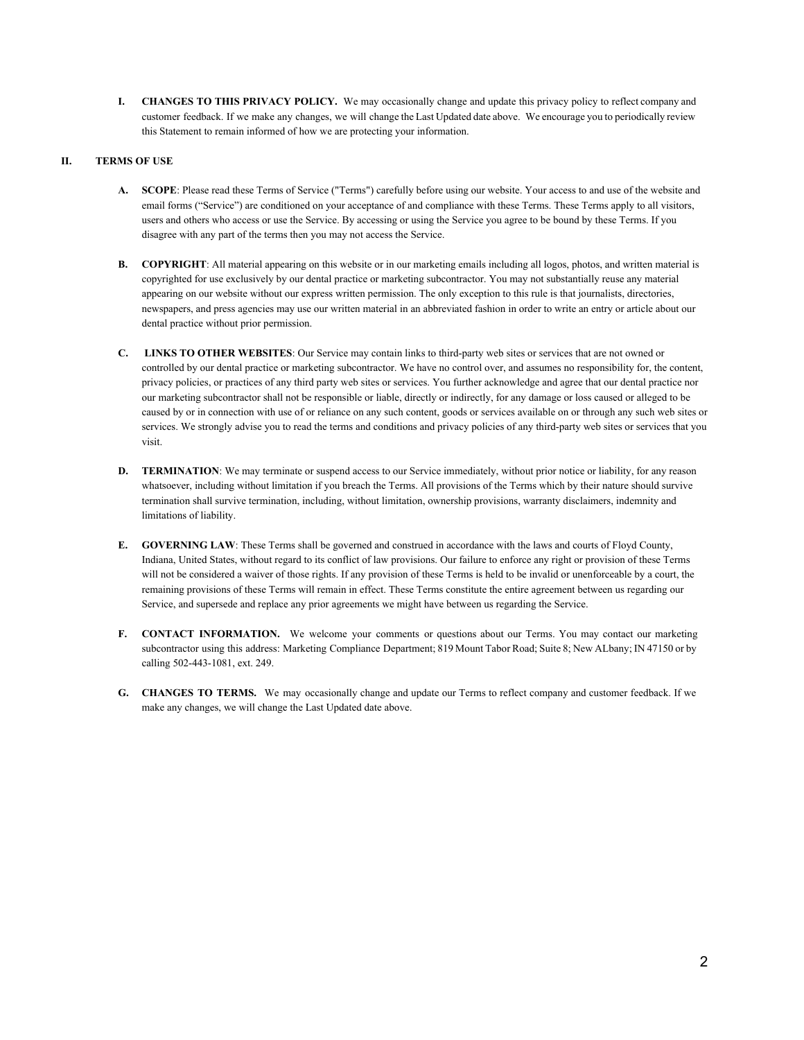**I. CHANGES TO THIS PRIVACY POLICY.** We may occasionally change and update this privacy policy to reflect company and customer feedback. If we make any changes, we will change the Last Updated date above. We encourage you to periodically review this Statement to remain informed of how we are protecting your information.

## II. TERMS OF USE

**A. SCOPE**: Please read these Terms of Service ("Terms") carefully before using our website. Your access to and use of the website and email forms ("Service") are conditioned on your acceptance of and compliance with these Terms. These Terms apply to all visitors, users and others who access or use the Service. By accessing or using the Service you agree to be bound by these Terms. If you disagree with any part of the terms then you may not access the Service.

**B. COPYRIGHT**: All material appearing on this website or in our marketing emails including all logos, photos, and written material is copyrighted for use exclusively by our dental practice or marketing subcontractor. You may not substantially reuse any material appearing on our website without our express written permission. The only exception to this rule is that journalists, directories, newspapers, and press agencies may use our written material in an abbreviated fashion in order to write an entry or article about our dental practice without prior permission.

**C. LINKS TO OTHER WEBSITES**: Our Service may contain links to third-party web sites or services that are not owned or controlled by our dental practice or marketing subcontractor. We have no control over, and assumes no responsibility for, the content, privacy policies, or practices of any third party web sites or services. You further acknowledge and agree that our dental practice nor our marketing subcontractor shall not be responsible or liable, directly or indirectly, for any damage or loss caused or alleged to be caused by or in connection with use of or reliance on any such content, goods or services available on or through any such web sites or services. We strongly advise you to read the terms and conditions and privacy policies of any third-party web sites or services that you visit.

**D. TERMINATION**: We may terminate or suspend access to our Service immediately, without prior notice or liability, for any reason whatsoever, including without limitation if you breach the Terms. All provisions of the Terms which by their nature should survive termination shall survive termination, including, without limitation, ownership provisions, warranty disclaimers, indemnity and limitations of liability.

**E. GOVERNING LAW**: These Terms shall be governed and construed in accordance with the laws and courts of Floyd County, Indiana, United States, without regard to its conflict of law provisions. Our failure to enforce any right or provision of these Terms will not be considered a waiver of those rights. If any provision of these Terms is held to be invalid or unenforceable by a court, the remaining provisions of these Terms will remain in effect. These Terms constitute the entire agreement between us regarding our Service, and supersede and replace any prior agreements we might have between us regarding the Service.

**F. CONTACT INFORMATION.** We welcome your comments or questions about our Terms. You may contact our marketing subcontractor using this address: Marketing Compliance Department; 819 Mount Tabor Road; Suite 8; New ALbany; IN 47150 or by calling 502-443-1081, ext. 249.

**G. CHANGES TO TERMS.** We may occasionally change and update our Terms to reflect company and customer feedback. If we make any changes, we will change the Last Updated date above.